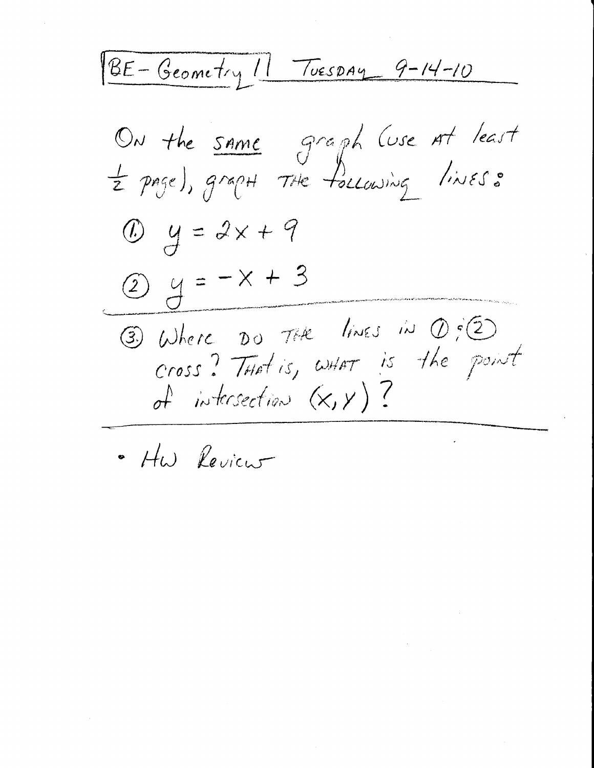# BE – Geometry II Tuesday 9-14-10

On the same graph (use at least $\frac{1}{2}$ page), graph the following lines:

① $y = 2x + 9$

② $y = -x + 3$

---

③ Where do the lines in ① ; ② cross? That is, what is the point of intersection $(x, y)$?

---

- HW Review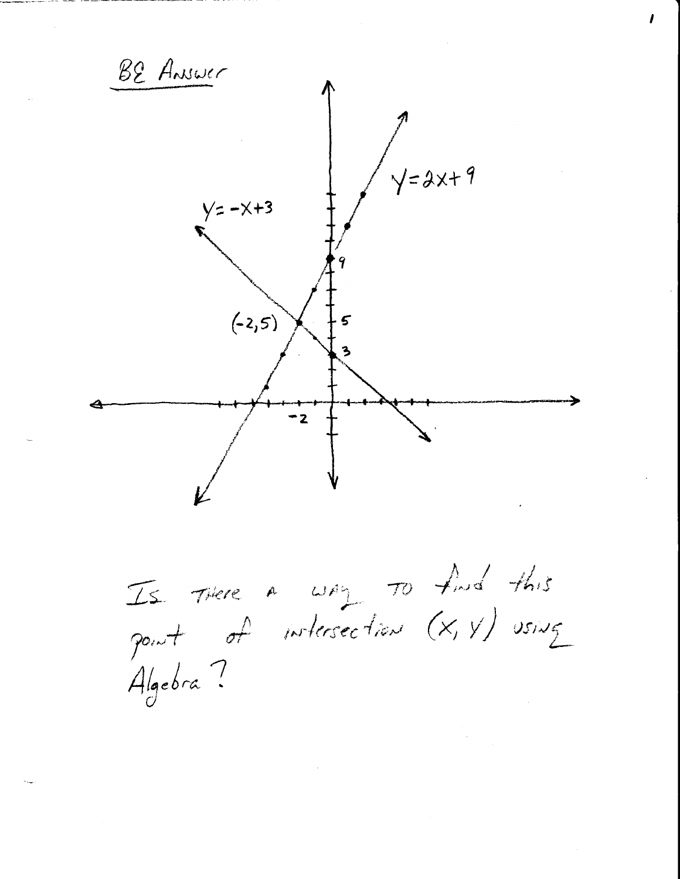BE Answer

$y = -x + 3$

$y = 2x + 9$

$(-2, 5)$

Is there a way to find this point of intersection $(x, y)$ using Algebra?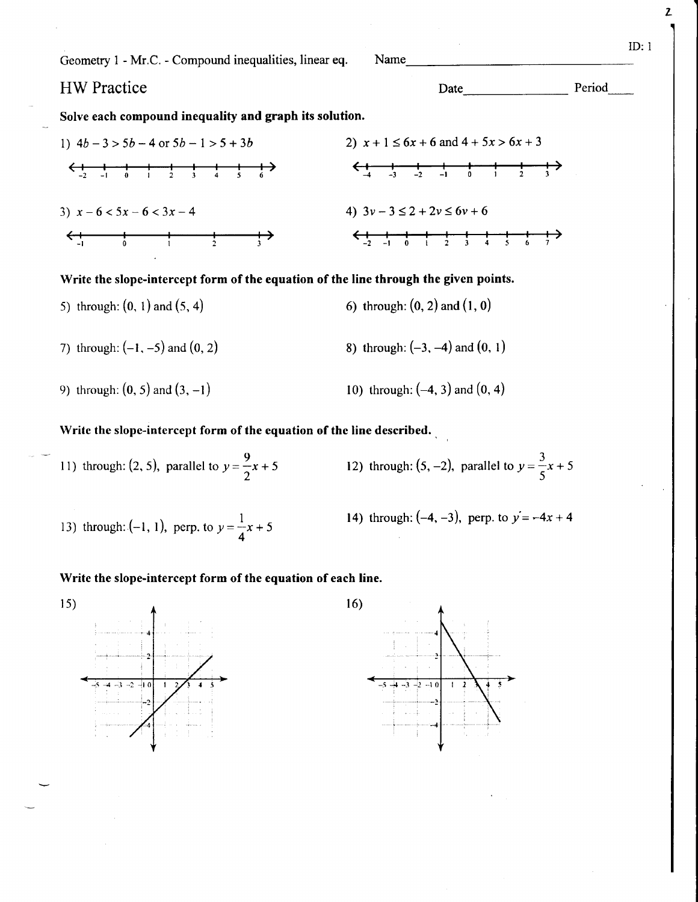Geometry 1 - Mr.C. - Compound inequalities, linear eq. Name________________________

ID: 1

## HW Practice

Date_______________ Period____

**Solve each compound inequality and graph its solution.**

1) $4b - 3 > 5b - 4$ or $5b - 1 > 5 + 3b$

2) $x + 1 \leq 6x + 6$ and $4 + 5x > 6x + 3$

3) $x - 6 < 5x - 6 < 3x - 4$

4) $3v - 3 \leq 2 + 2v \leq 6v + 6$

**Write the slope-intercept form of the equation of the line through the given points.**

5) through: $(0, 1)$ and $(5, 4)$

6) through: $(0, 2)$ and $(1, 0)$

7) through: $(-1, -5)$ and $(0, 2)$

8) through: $(-3, -4)$ and $(0, 1)$

9) through: $(0, 5)$ and $(3, -1)$

10) through: $(-4, 3)$ and $(0, 4)$

**Write the slope-intercept form of the equation of the line described.**

11) through: $(2, 5)$, parallel to $y = \frac{9}{2}x + 5$

12) through: $(5, -2)$, parallel to $y = \frac{3}{5}x + 5$

13) through: $(-1, 1)$, perp. to $y = \frac{1}{4}x + 5$

14) through: $(-4, -3)$, perp. to $y = -4x + 4$

**Write the slope-intercept form of the equation of each line.**

15)

16)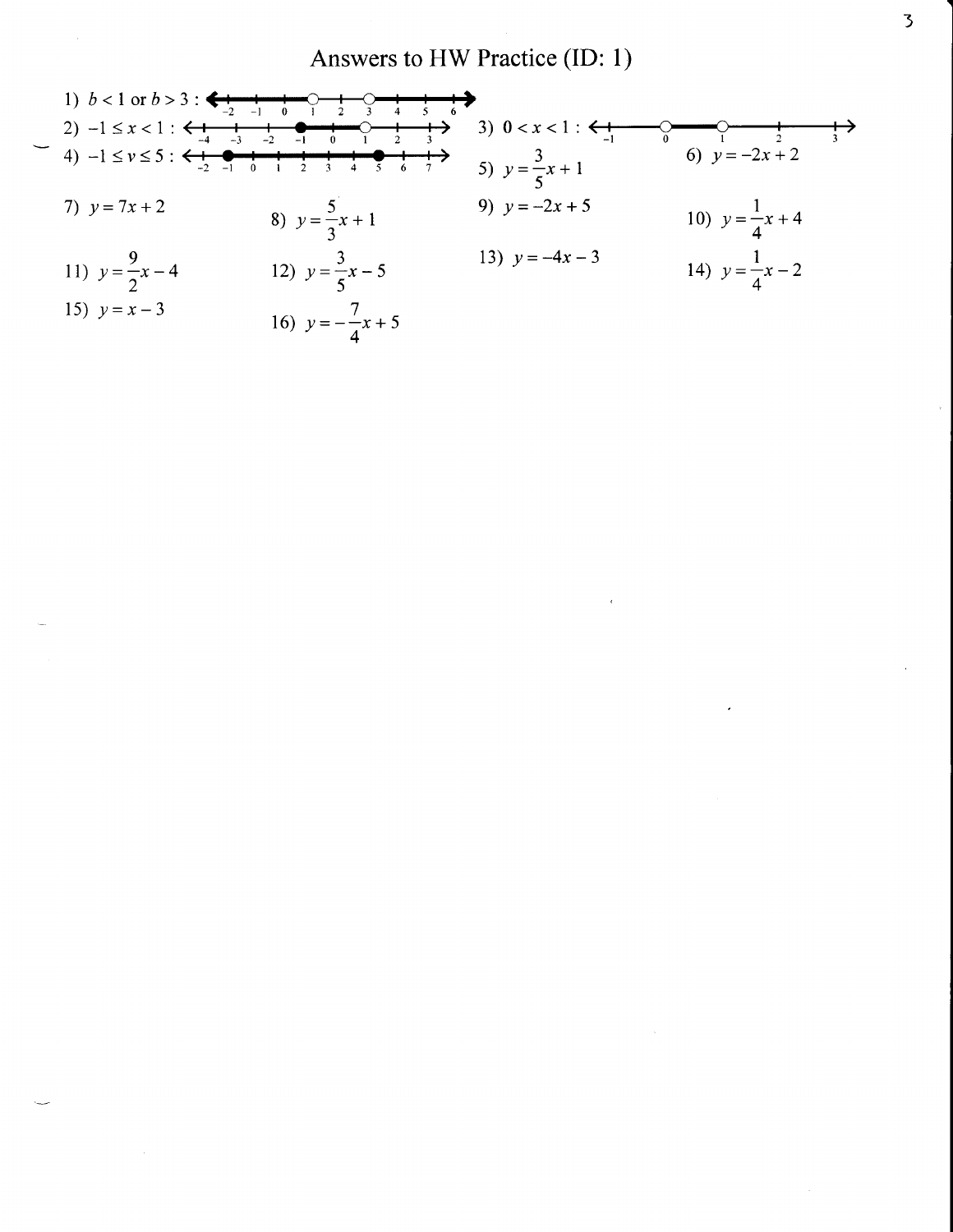# Answers to HW Practice (ID: 1)

1) $b < 1$ or $b > 3$ :

2) $-1 \le x < 1$ :

3) $0 < x < 1$ :

4) $-1 \le v \le 5$ :

5) $y = \frac{3}{5}x + 1$

6) $y = -2x + 2$

7) $y = 7x + 2$

8) $y = \frac{5}{3}x + 1$

9) $y = -2x + 5$

10) $y = \frac{1}{4}x + 4$

11) $y = \frac{9}{2}x - 4$

12) $y = \frac{3}{5}x - 5$

13) $y = -4x - 3$

14) $y = \frac{1}{4}x - 2$

15) $y = x - 3$

16) $y = -\frac{7}{4}x + 5$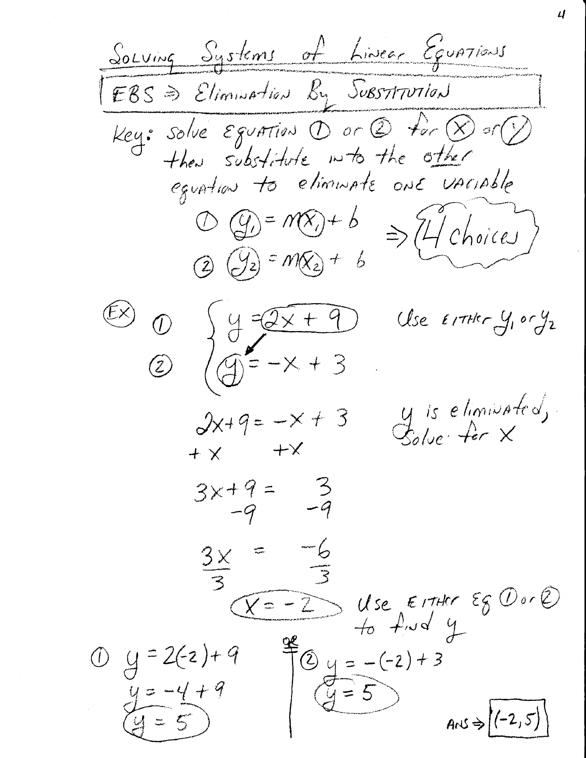# Solving Systems of Linear Equations

**EBS ⇒ Elimination By Substitution**

Key: solve equation ① or ② for $x$ or $y$ then substitute into the *other* equation to eliminate one variable

① $y_1 = m x_1 + b$

② $y_2 = m x_2 + b$

⇒ 4 choices

**(EX)**

$$\begin{cases} ① \quad y = 2x + 9 \\ ② \quad y = -x + 3 \end{cases}$$

Use either $y_1$ or $y_2$

$2x + 9 = -x + 3$

$+x \qquad\quad +x$

y is eliminated, solve for x

$3x + 9 = 3$

$\quad\; -9 \quad -9$

$\frac{3x}{3} = \frac{-6}{3}$

$x = -2$

Use either Eq ① or ② to find y

① $y = 2(-2) + 9$

$y = -4 + 9$

$y = 5$

or

② $y = -(-2) + 3$

$y = 5$

ANS ⇒ $(-2, 5)$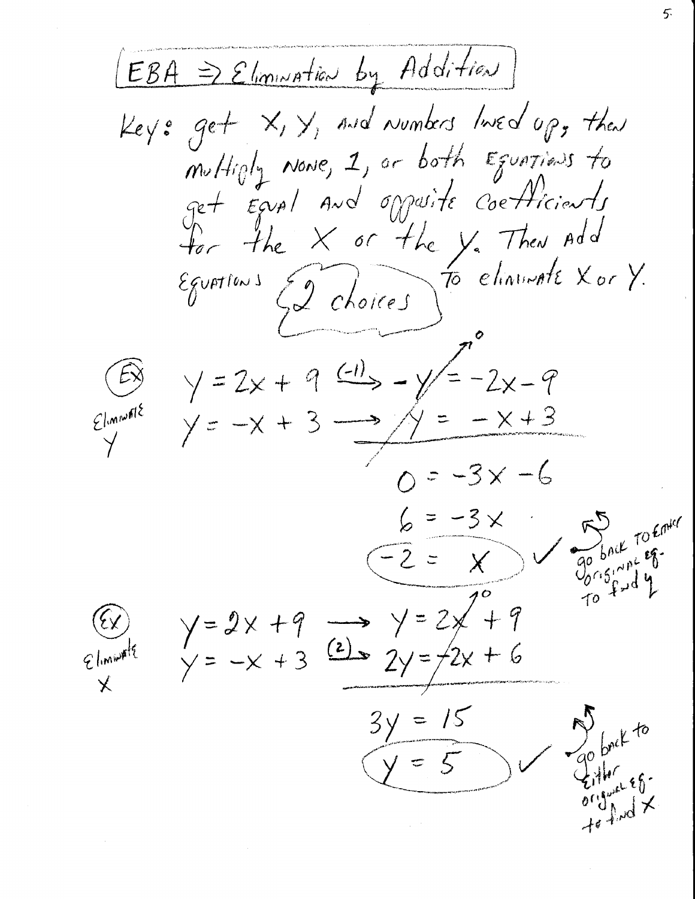## EBA ⇒ Elimination by Addition

Key: get X, Y, and numbers lined up, then multiply none, 1, or both equations to get equal and opposite coefficients for the X or the Y. Then add equations to eliminate X or Y. {2 choices}

**Ex** — Eliminate Y

$$y = 2x + 9 \xrightarrow{(-1)} -y = -2x - 9$$
$$y = -x + 3 \longrightarrow y = -x + 3$$

$$0 = -3x - 6$$
$$6 = -3x$$
$$-2 = x \checkmark$$

go back to either original eq. to find y

**Ex** — Eliminate X

$$y = 2x + 9 \longrightarrow y = 2x + 9$$
$$y = -x + 3 \xrightarrow{(2)} 2y = -2x + 6$$

$$3y = 15$$
$$y = 5 \checkmark$$

go back to either original eq. to find x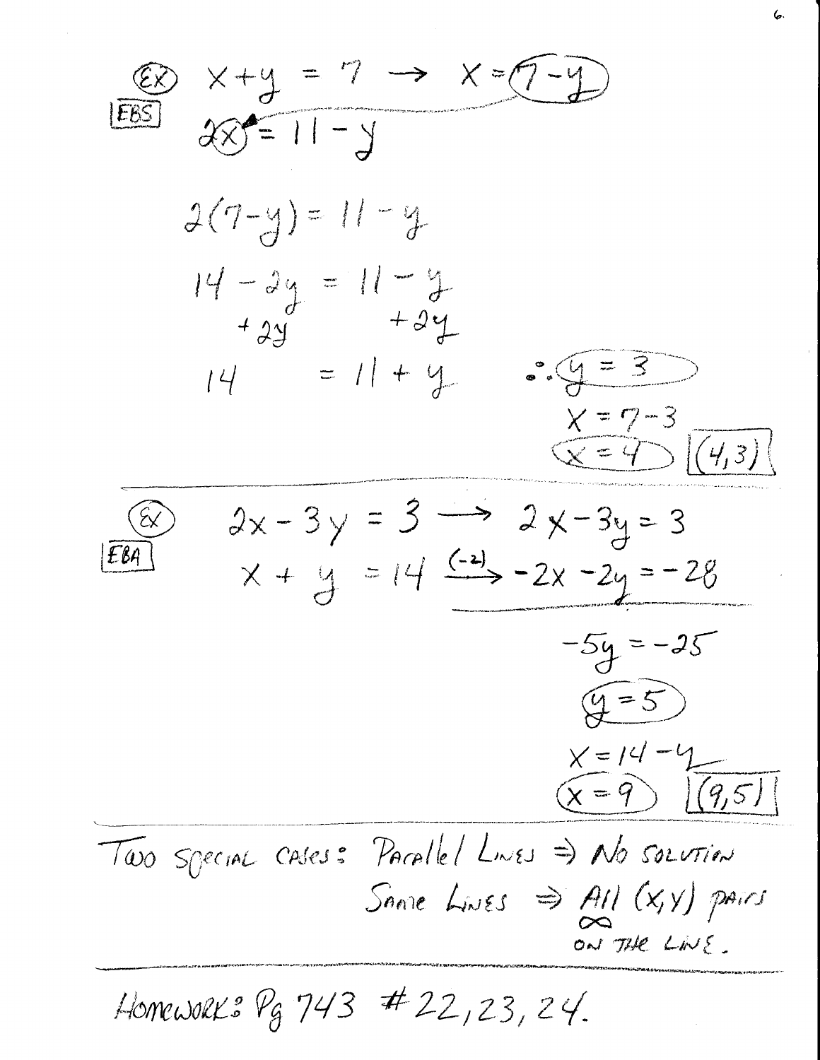(Ex) $x + y = 7 \rightarrow x = 7 - y$

[EBS] $2x = 11 - y$

$$2(7-y) = 11 - y$$

$$14 - 2y = 11 - y$$

$$+2y \qquad +2y$$

$$14 = 11 + y \qquad \therefore y = 3$$

$$x = 7 - 3$$

$$x = 4 \qquad (4,3)$$

---

(Ex) $2x - 3y = 3 \longrightarrow 2x - 3y = 3$

[EBA] $x + y = 14 \xrightarrow{(-2)} -2x - 2y = -28$

$$-5y = -25$$

$$y = 5$$

$$x = 14 - 4$$

$$x = 9 \qquad (9,5)$$

---

Two special cases: Parallel Lines $\Rightarrow$ No solution

Same Lines $\Rightarrow$ All $(x,y)$ pairs $\infty$ on the line.

---

Homework: Pg 743 #22, 23, 24.